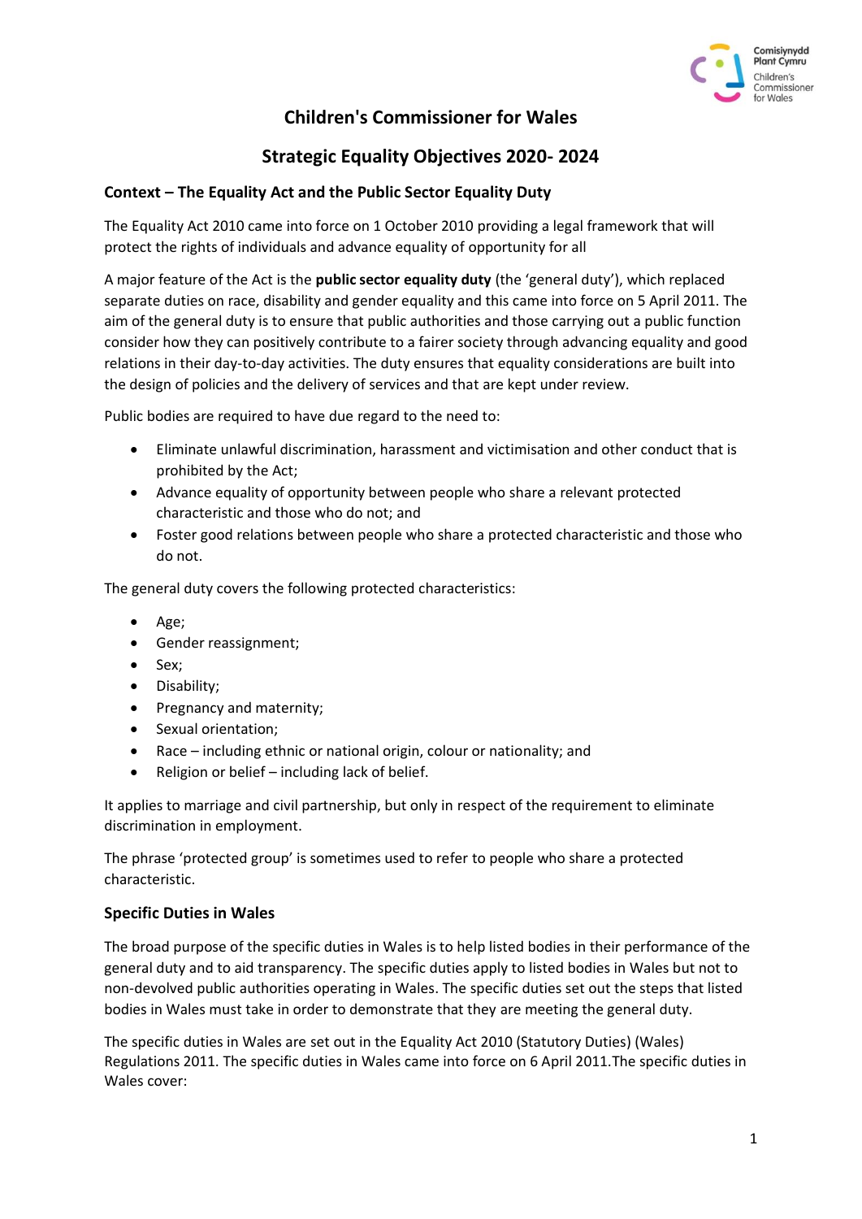# Children's Commissioner for Wales

## Strategic Equality Objectives 2020- 2024

### Context – The Equality Act and the Public Sector Equality Duty

The Equality Act 2010 came into force on 1 October 2010 providing a legal framework that will protect the rights of individuals and advance equality of opportunity for all

A major feature of the Act is the **public sector equality duty** (the 'general duty'), which replaced separate duties on race, disability and gender equality and this came into force on 5 April 2011. The aim of the general duty is to ensure that public authorities and those carrying out a public function consider how they can positively contribute to a fairer society through advancing equality and good relations in their day-to-day activities. The duty ensures that equality considerations are built into the design of policies and the delivery of services and that are kept under review.

Public bodies are required to have due regard to the need to:

- Eliminate unlawful discrimination, harassment and victimisation and other conduct that is prohibited by the Act;
- Advance equality of opportunity between people who share a relevant protected characteristic and those who do not; and
- Foster good relations between people who share a protected characteristic and those who do not.

The general duty covers the following protected characteristics:

- Age;
- Gender reassignment;
- Sex;
- Disability;
- Pregnancy and maternity;
- Sexual orientation;
- Race – including ethnic or national origin, colour or nationality; and
- Religion or belief – including lack of belief.

It applies to marriage and civil partnership, but only in respect of the requirement to eliminate discrimination in employment.

The phrase 'protected group' is sometimes used to refer to people who share a protected characteristic.

### Specific Duties in Wales

The broad purpose of the specific duties in Wales is to help listed bodies in their performance of the general duty and to aid transparency. The specific duties apply to listed bodies in Wales but not to non-devolved public authorities operating in Wales. The specific duties set out the steps that listed bodies in Wales must take in order to demonstrate that they are meeting the general duty.

The specific duties in Wales are set out in the Equality Act 2010 (Statutory Duties) (Wales) Regulations 2011. The specific duties in Wales came into force on 6 April 2011.The specific duties in Wales cover: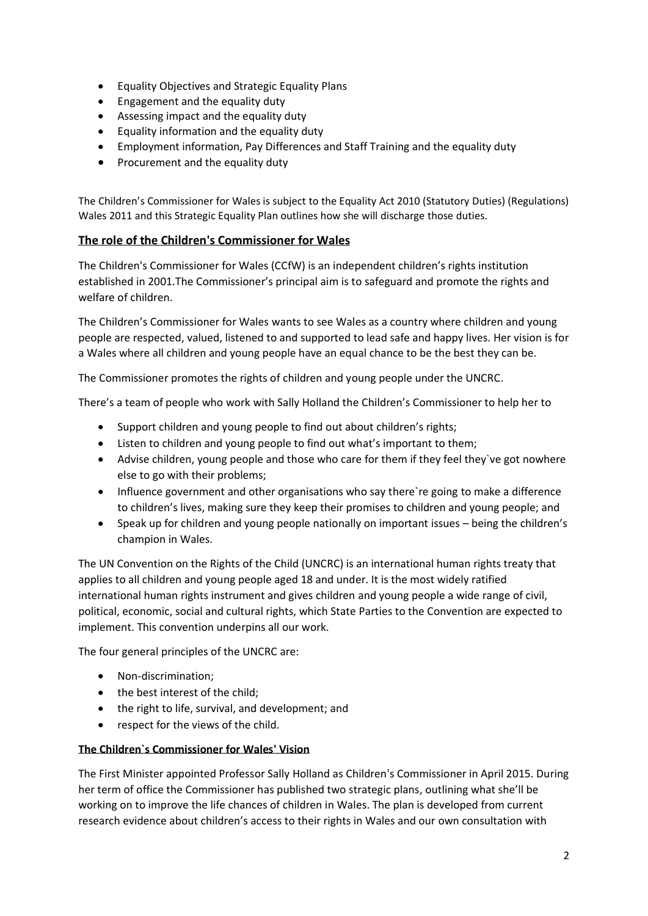- Equality Objectives and Strategic Equality Plans
- Engagement and the equality duty
- Assessing impact and the equality duty
- Equality information and the equality duty
- Employment information, Pay Differences and Staff Training and the equality duty
- Procurement and the equality duty

The Children's Commissioner for Wales is subject to the Equality Act 2010 (Statutory Duties) (Regulations) Wales 2011 and this Strategic Equality Plan outlines how she will discharge those duties.

## The role of the Children's Commissioner for Wales

The Children's Commissioner for Wales (CCfW) is an independent children's rights institution established in 2001.The Commissioner's principal aim is to safeguard and promote the rights and welfare of children.

The Children's Commissioner for Wales wants to see Wales as a country where children and young people are respected, valued, listened to and supported to lead safe and happy lives. Her vision is for a Wales where all children and young people have an equal chance to be the best they can be.

The Commissioner promotes the rights of children and young people under the UNCRC.

There's a team of people who work with Sally Holland the Children's Commissioner to help her to

- Support children and young people to find out about children's rights;
- Listen to children and young people to find out what's important to them;
- Advise children, young people and those who care for them if they feel they`ve got nowhere else to go with their problems;
- Influence government and other organisations who say there`re going to make a difference to children's lives, making sure they keep their promises to children and young people; and
- Speak up for children and young people nationally on important issues – being the children's champion in Wales.

The UN Convention on the Rights of the Child (UNCRC) is an international human rights treaty that applies to all children and young people aged 18 and under. It is the most widely ratified international human rights instrument and gives children and young people a wide range of civil, political, economic, social and cultural rights, which State Parties to the Convention are expected to implement. This convention underpins all our work.

The four general principles of the UNCRC are:

- Non-discrimination;
- the best interest of the child;
- the right to life, survival, and development; and
- respect for the views of the child.

### The Children`s Commissioner for Wales' Vision

The First Minister appointed Professor Sally Holland as Children's Commissioner in April 2015. During her term of office the Commissioner has published two strategic plans, outlining what she'll be working on to improve the life chances of children in Wales. The plan is developed from current research evidence about children's access to their rights in Wales and our own consultation with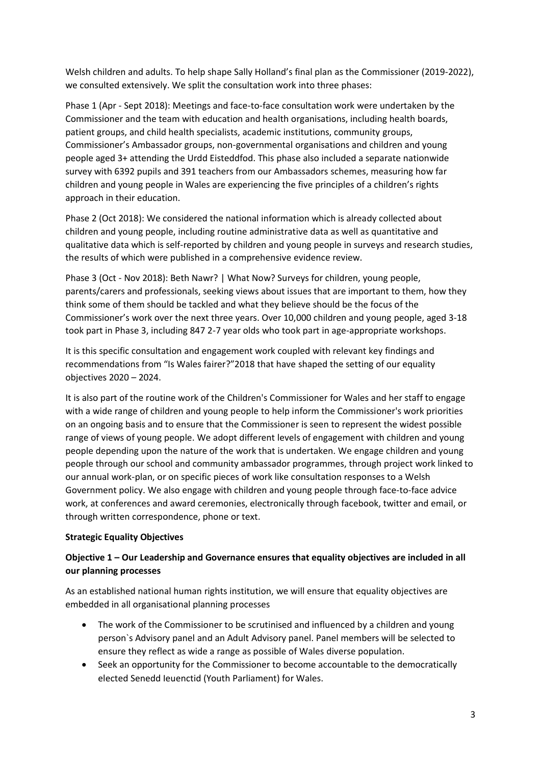Welsh children and adults. To help shape Sally Holland's final plan as the Commissioner (2019-2022), we consulted extensively. We split the consultation work into three phases:

Phase 1 (Apr - Sept 2018): Meetings and face-to-face consultation work were undertaken by the Commissioner and the team with education and health organisations, including health boards, patient groups, and child health specialists, academic institutions, community groups, Commissioner's Ambassador groups, non-governmental organisations and children and young people aged 3+ attending the Urdd Eisteddfod. This phase also included a separate nationwide survey with 6392 pupils and 391 teachers from our Ambassadors schemes, measuring how far children and young people in Wales are experiencing the five principles of a children's rights approach in their education.

Phase 2 (Oct 2018): We considered the national information which is already collected about children and young people, including routine administrative data as well as quantitative and qualitative data which is self-reported by children and young people in surveys and research studies, the results of which were published in a comprehensive evidence review.

Phase 3 (Oct - Nov 2018): Beth Nawr? | What Now? Surveys for children, young people, parents/carers and professionals, seeking views about issues that are important to them, how they think some of them should be tackled and what they believe should be the focus of the Commissioner's work over the next three years. Over 10,000 children and young people, aged 3-18 took part in Phase 3, including 847 2-7 year olds who took part in age-appropriate workshops.

It is this specific consultation and engagement work coupled with relevant key findings and recommendations from "Is Wales fairer?"2018 that have shaped the setting of our equality objectives 2020 – 2024.

It is also part of the routine work of the Children's Commissioner for Wales and her staff to engage with a wide range of children and young people to help inform the Commissioner's work priorities on an ongoing basis and to ensure that the Commissioner is seen to represent the widest possible range of views of young people. We adopt different levels of engagement with children and young people depending upon the nature of the work that is undertaken. We engage children and young people through our school and community ambassador programmes, through project work linked to our annual work-plan, or on specific pieces of work like consultation responses to a Welsh Government policy. We also engage with children and young people through face-to-face advice work, at conferences and award ceremonies, electronically through facebook, twitter and email, or through written correspondence, phone or text.

**Strategic Equality Objectives**

**Objective 1 – Our Leadership and Governance ensures that equality objectives are included in all our planning processes**

As an established national human rights institution, we will ensure that equality objectives are embedded in all organisational planning processes

- The work of the Commissioner to be scrutinised and influenced by a children and young person`s Advisory panel and an Adult Advisory panel. Panel members will be selected to ensure they reflect as wide a range as possible of Wales diverse population.
- Seek an opportunity for the Commissioner to become accountable to the democratically elected Senedd Ieuenctid (Youth Parliament) for Wales.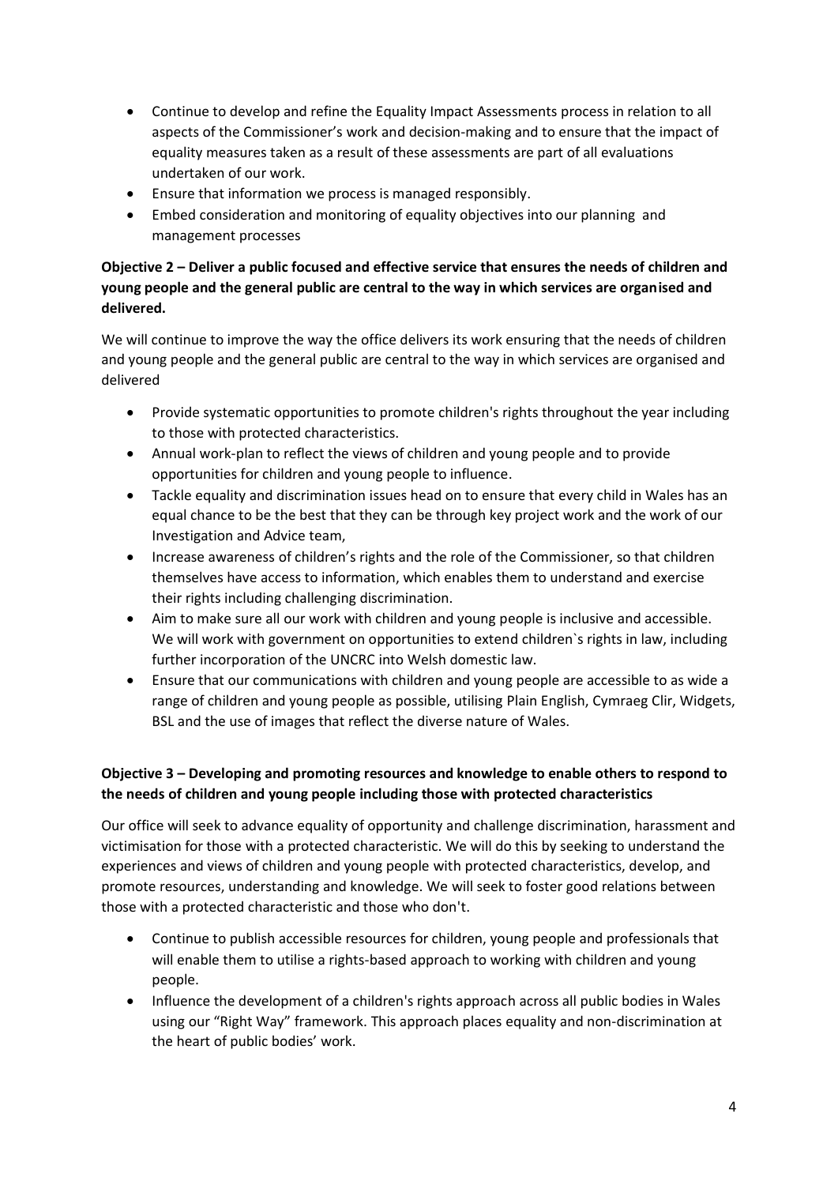- Continue to develop and refine the Equality Impact Assessments process in relation to all aspects of the Commissioner's work and decision-making and to ensure that the impact of equality measures taken as a result of these assessments are part of all evaluations undertaken of our work.
- Ensure that information we process is managed responsibly.
- Embed consideration and monitoring of equality objectives into our planning and management processes

**Objective 2 – Deliver a public focused and effective service that ensures the needs of children and young people and the general public are central to the way in which services are organised and delivered.**

We will continue to improve the way the office delivers its work ensuring that the needs of children and young people and the general public are central to the way in which services are organised and delivered

- Provide systematic opportunities to promote children's rights throughout the year including to those with protected characteristics.
- Annual work-plan to reflect the views of children and young people and to provide opportunities for children and young people to influence.
- Tackle equality and discrimination issues head on to ensure that every child in Wales has an equal chance to be the best that they can be through key project work and the work of our Investigation and Advice team,
- Increase awareness of children's rights and the role of the Commissioner, so that children themselves have access to information, which enables them to understand and exercise their rights including challenging discrimination.
- Aim to make sure all our work with children and young people is inclusive and accessible. We will work with government on opportunities to extend children`s rights in law, including further incorporation of the UNCRC into Welsh domestic law.
- Ensure that our communications with children and young people are accessible to as wide a range of children and young people as possible, utilising Plain English, Cymraeg Clir, Widgets, BSL and the use of images that reflect the diverse nature of Wales.

**Objective 3 – Developing and promoting resources and knowledge to enable others to respond to the needs of children and young people including those with protected characteristics**

Our office will seek to advance equality of opportunity and challenge discrimination, harassment and victimisation for those with a protected characteristic. We will do this by seeking to understand the experiences and views of children and young people with protected characteristics, develop, and promote resources, understanding and knowledge. We will seek to foster good relations between those with a protected characteristic and those who don't.

- Continue to publish accessible resources for children, young people and professionals that will enable them to utilise a rights-based approach to working with children and young people.
- Influence the development of a children's rights approach across all public bodies in Wales using our "Right Way" framework. This approach places equality and non-discrimination at the heart of public bodies' work.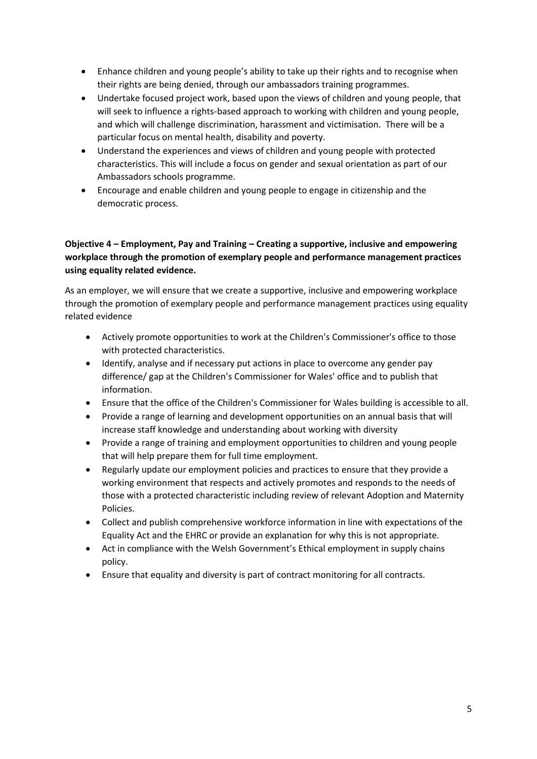- Enhance children and young people's ability to take up their rights and to recognise when their rights are being denied, through our ambassadors training programmes.
- Undertake focused project work, based upon the views of children and young people, that will seek to influence a rights-based approach to working with children and young people, and which will challenge discrimination, harassment and victimisation. There will be a particular focus on mental health, disability and poverty.
- Understand the experiences and views of children and young people with protected characteristics. This will include a focus on gender and sexual orientation as part of our Ambassadors schools programme.
- Encourage and enable children and young people to engage in citizenship and the democratic process.

**Objective 4 – Employment, Pay and Training – Creating a supportive, inclusive and empowering workplace through the promotion of exemplary people and performance management practices using equality related evidence.**

As an employer, we will ensure that we create a supportive, inclusive and empowering workplace through the promotion of exemplary people and performance management practices using equality related evidence

- Actively promote opportunities to work at the Children's Commissioner's office to those with protected characteristics.
- Identify, analyse and if necessary put actions in place to overcome any gender pay difference/ gap at the Children's Commissioner for Wales' office and to publish that information.
- Ensure that the office of the Children's Commissioner for Wales building is accessible to all.
- Provide a range of learning and development opportunities on an annual basis that will increase staff knowledge and understanding about working with diversity
- Provide a range of training and employment opportunities to children and young people that will help prepare them for full time employment.
- Regularly update our employment policies and practices to ensure that they provide a working environment that respects and actively promotes and responds to the needs of those with a protected characteristic including review of relevant Adoption and Maternity Policies.
- Collect and publish comprehensive workforce information in line with expectations of the Equality Act and the EHRC or provide an explanation for why this is not appropriate.
- Act in compliance with the Welsh Government's Ethical employment in supply chains policy.
- Ensure that equality and diversity is part of contract monitoring for all contracts.